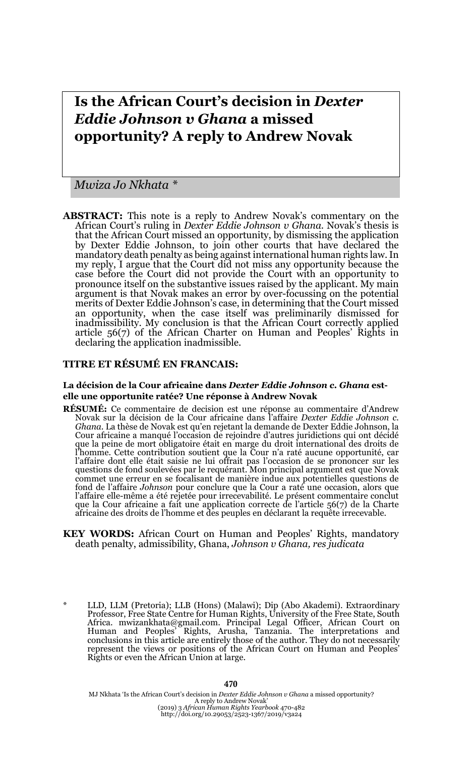# Is the African Court's decision in *Dexter Eddie Johnson v Ghana* a missed opportunity? A reply to Andrew Novak

*Mwiza Jo Nkhata \**

**ABSTRACT:** This note is a reply to Andrew Novak's commentary on the African Court's ruling in *Dexter Eddie Johnson v Ghana*. Novak's thesis is that the African Court missed an opportunity, by dismissing the application by Dexter Eddie Johnson, to join other courts that have declared the mandatory death penalty as being against international human rights law. In my reply, I argue that the Court did not miss any opportunity because the case before the Court did not provide the Court with an opportunity to pronounce itself on the substantive issues raised by the applicant. My main argument is that Novak makes an error by over-focussing on the potential merits of Dexter Eddie Johnson's case, in determining that the Court missed an opportunity, when the case itself was preliminarily dismissed for inadmissibility. My conclusion is that the African Court correctly applied article 56(7) of the African Charter on Human and Peoples' Rights in declaring the application inadmissible.

**TITRE ET RÉSUMÉ EN FRANCAIS:**

**La décision de la Cour africaine dans *Dexter Eddie Johnson c. Ghana* est-elle une opportunite ratée? Une réponse à Andrew Novak**

**RÉSUMÉ:** Ce commentaire de decision est une réponse au commentaire d'Andrew Novak sur la décision de la Cour africaine dans l'affaire *Dexter Eddie Johnson c. Ghana*. La thèse de Novak est qu'en rejetant la demande de Dexter Eddie Johnson, la Cour africaine a manqué l'occasion de rejoindre d'autres juridictions qui ont décidé que la peine de mort obligatoire était en marge du droit international des droits de l'homme. Cette contribution soutient que la Cour n'a raté aucune opportunité, car l'affaire dont elle était saisie ne lui offrait pas l'occasion de se prononcer sur les questions de fond soulevées par le requérant. Mon principal argument est que Novak commet une erreur en se focalisant de manière indue aux potentielles questions de fond de l'affaire *Johnson* pour conclure que la Cour a raté une occasion, alors que l'affaire elle-même a été rejetée pour irrecevabilité. Le présent commentaire conclut que la Cour africaine a fait une application correcte de l'article 56(7) de la Charte africaine des droits de l'homme et des peuples en déclarant la requête irrecevable.

**KEY WORDS:** African Court on Human and Peoples' Rights, mandatory death penalty, admissibility, Ghana, *Johnson v Ghana, res judicata*

\* LLD, LLM (Pretoria); LLB (Hons) (Malawi); Dip (Abo Akademi). Extraordinary Professor, Free State Centre for Human Rights, University of the Free State, South Africa. mwizankhata@gmail.com. Principal Legal Officer, African Court on Human and Peoples' Rights, Arusha, Tanzania. The interpretations and conclusions in this article are entirely those of the author. They do not necessarily represent the views or positions of the African Court on Human and Peoples' Rights or even the African Union at large.

MJ Nkhata 'Is the African Court's decision in *Dexter Eddie Johnson v Ghana* a missed opportunity? A reply to Andrew Novak' (2019) 3 *African Human Rights Yearbook* 470-482 http://doi.org/10.29053/2523-1367/2019/v3a24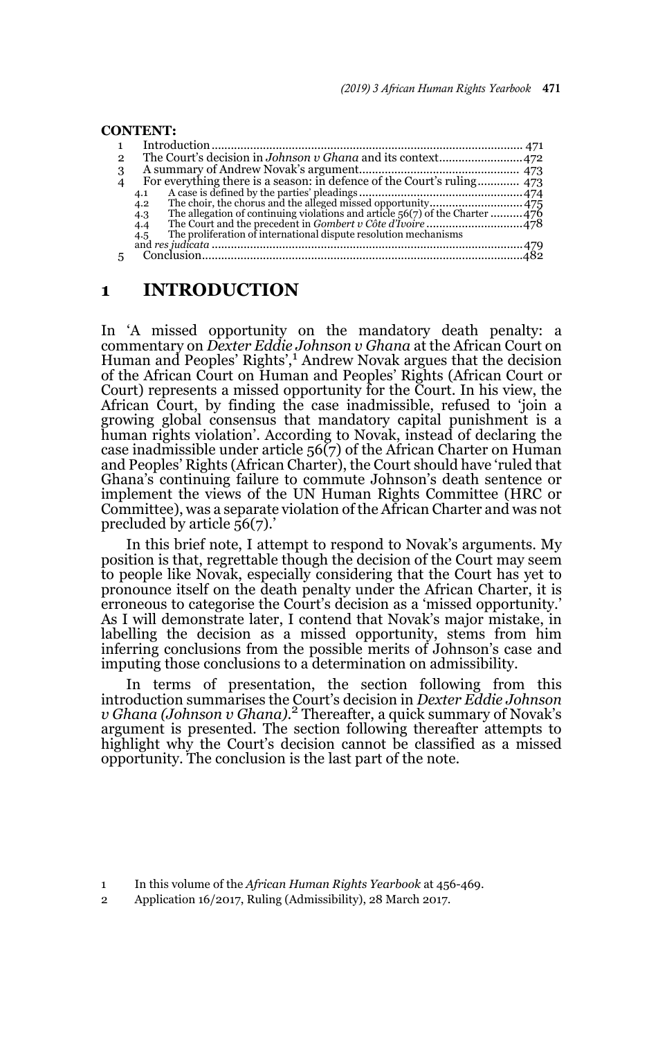**CONTENT:**

| | | |
|---|---|---|
| 1 | Introduction | 471 |
| 2 | The Court's decision in *Johnson v Ghana* and its context | 472 |
| 3 | A summary of Andrew Novak's argument | 473 |
| 4 | For everything there is a season: in defence of the Court's ruling | 473 |
| | 4.1 A case is defined by the parties' pleadings | 474 |
| | 4.2 The choir, the chorus and the alleged missed opportunity | 475 |
| | 4.3 The allegation of continuing violations and article 56(7) of the Charter | 476 |
| | 4.4 The Court and the precedent in *Gombert v Côte d'Ivoire* | 478 |
| | 4.5 The proliferation of international dispute resolution mechanisms and *res judicata* | 479 |
| 5 | Conclusion | 482 |

# 1 INTRODUCTION

In 'A missed opportunity on the mandatory death penalty: a commentary on *Dexter Eddie Johnson v Ghana* at the African Court on Human and Peoples' Rights',[1] Andrew Novak argues that the decision of the African Court on Human and Peoples' Rights (African Court or Court) represents a missed opportunity for the Court. In his view, the African Court, by finding the case inadmissible, refused to 'join a growing global consensus that mandatory capital punishment is a human rights violation'. According to Novak, instead of declaring the case inadmissible under article 56(7) of the African Charter on Human and Peoples' Rights (African Charter), the Court should have 'ruled that Ghana's continuing failure to commute Johnson's death sentence or implement the views of the UN Human Rights Committee (HRC or Committee), was a separate violation of the African Charter and was not precluded by article 56(7).'

In this brief note, I attempt to respond to Novak's arguments. My position is that, regrettable though the decision of the Court may seem to people like Novak, especially considering that the Court has yet to pronounce itself on the death penalty under the African Charter, it is erroneous to categorise the Court's decision as a 'missed opportunity.' As I will demonstrate later, I contend that Novak's major mistake, in labelling the decision as a missed opportunity, stems from him inferring conclusions from the possible merits of Johnson's case and imputing those conclusions to a determination on admissibility.

In terms of presentation, the section following from this introduction summarises the Court's decision in *Dexter Eddie Johnson v Ghana (Johnson v Ghana)*.[2] Thereafter, a quick summary of Novak's argument is presented. The section following thereafter attempts to highlight why the Court's decision cannot be classified as a missed opportunity. The conclusion is the last part of the note.

1 In this volume of the *African Human Rights Yearbook* at 456-469.

2 Application 16/2017, Ruling (Admissibility), 28 March 2017.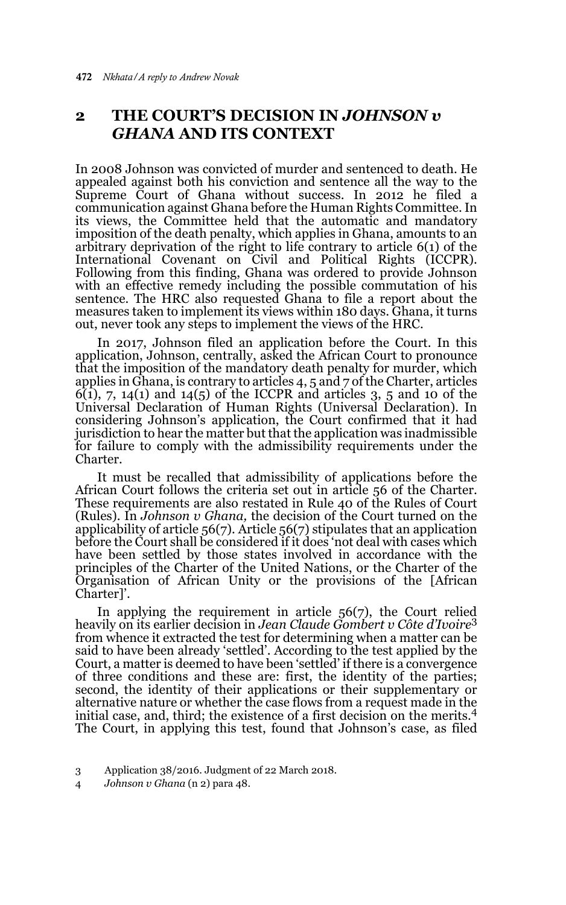## 2 THE COURT'S DECISION IN *JOHNSON v GHANA* AND ITS CONTEXT

In 2008 Johnson was convicted of murder and sentenced to death. He appealed against both his conviction and sentence all the way to the Supreme Court of Ghana without success. In 2012 he filed a communication against Ghana before the Human Rights Committee. In its views, the Committee held that the automatic and mandatory imposition of the death penalty, which applies in Ghana, amounts to an arbitrary deprivation of the right to life contrary to article 6(1) of the International Covenant on Civil and Political Rights (ICCPR). Following from this finding, Ghana was ordered to provide Johnson with an effective remedy including the possible commutation of his sentence. The HRC also requested Ghana to file a report about the measures taken to implement its views within 180 days. Ghana, it turns out, never took any steps to implement the views of the HRC.

In 2017, Johnson filed an application before the Court. In this application, Johnson, centrally, asked the African Court to pronounce that the imposition of the mandatory death penalty for murder, which applies in Ghana, is contrary to articles 4, 5 and 7 of the Charter, articles 6(1), 7, 14(1) and 14(5) of the ICCPR and articles 3, 5 and 10 of the Universal Declaration of Human Rights (Universal Declaration). In considering Johnson's application, the Court confirmed that it had jurisdiction to hear the matter but that the application was inadmissible for failure to comply with the admissibility requirements under the Charter.

It must be recalled that admissibility of applications before the African Court follows the criteria set out in article 56 of the Charter. These requirements are also restated in Rule 40 of the Rules of Court (Rules). In *Johnson v Ghana,* the decision of the Court turned on the applicability of article 56(7). Article 56(7) stipulates that an application before the Court shall be considered if it does 'not deal with cases which have been settled by those states involved in accordance with the principles of the Charter of the United Nations, or the Charter of the Organisation of African Unity or the provisions of the [African Charter]'.

In applying the requirement in article 56(7), the Court relied heavily on its earlier decision in *Jean Claude Gombert v Côte d'Ivoire*[3] from whence it extracted the test for determining when a matter can be said to have been already 'settled'. According to the test applied by the Court, a matter is deemed to have been 'settled' if there is a convergence of three conditions and these are: first, the identity of the parties; second, the identity of their applications or their supplementary or alternative nature or whether the case flows from a request made in the initial case, and, third; the existence of a first decision on the merits.[4] The Court, in applying this test, found that Johnson's case, as filed

3 Application 38/2016. Judgment of 22 March 2018.

4 *Johnson v Ghana* (n 2) para 48.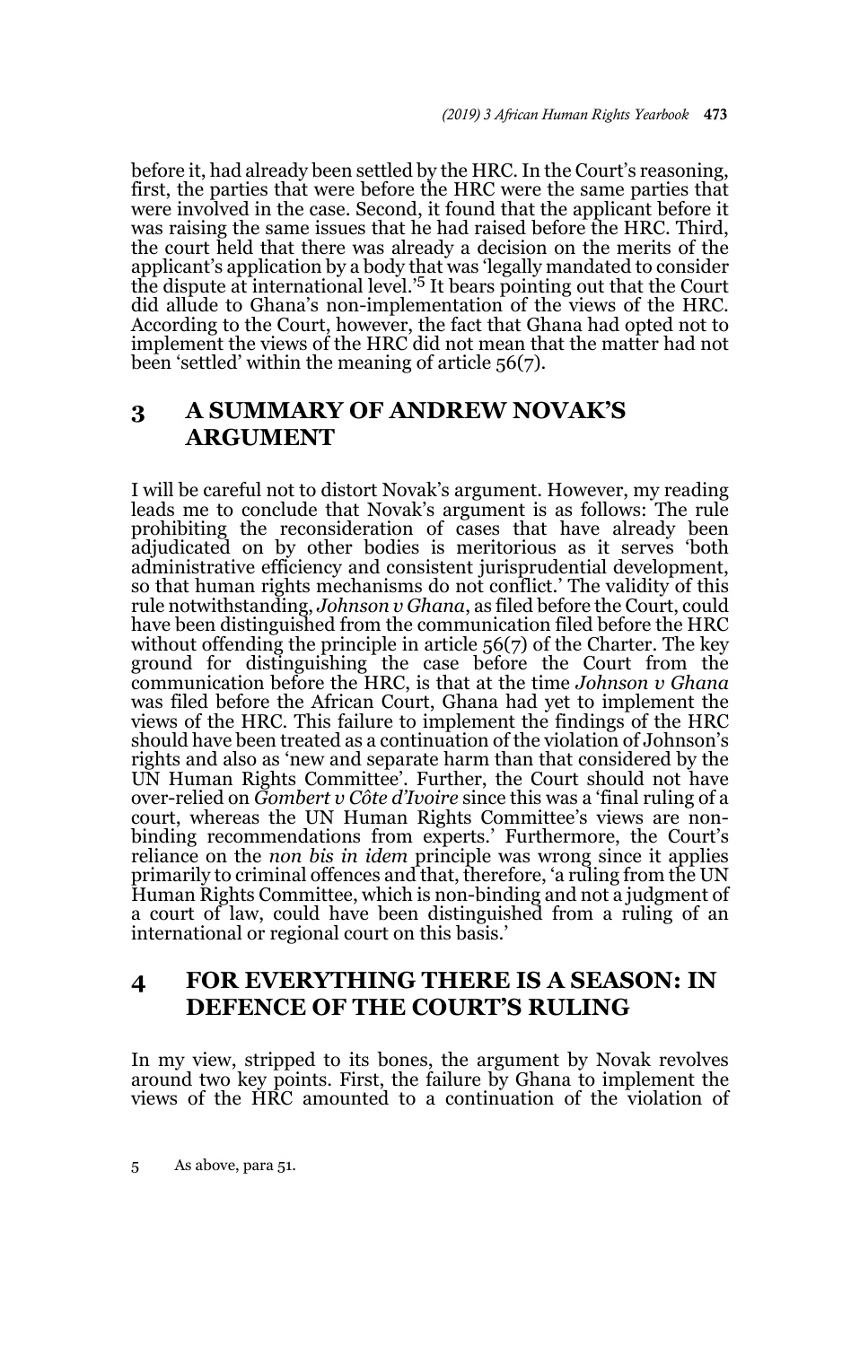before it, had already been settled by the HRC. In the Court's reasoning, first, the parties that were before the HRC were the same parties that were involved in the case. Second, it found that the applicant before it was raising the same issues that he had raised before the HRC. Third, the court held that there was already a decision on the merits of the applicant's application by a body that was 'legally mandated to consider the dispute at international level.'[5] It bears pointing out that the Court did allude to Ghana's non-implementation of the views of the HRC. According to the Court, however, the fact that Ghana had opted not to implement the views of the HRC did not mean that the matter had not been 'settled' within the meaning of article 56(7).

## 3 A SUMMARY OF ANDREW NOVAK'S ARGUMENT

I will be careful not to distort Novak's argument. However, my reading leads me to conclude that Novak's argument is as follows: The rule prohibiting the reconsideration of cases that have already been adjudicated on by other bodies is meritorious as it serves 'both administrative efficiency and consistent jurisprudential development, so that human rights mechanisms do not conflict.' The validity of this rule notwithstanding, *Johnson v Ghana*, as filed before the Court, could have been distinguished from the communication filed before the HRC without offending the principle in article 56(7) of the Charter. The key ground for distinguishing the case before the Court from the communication before the HRC, is that at the time *Johnson v Ghana* was filed before the African Court, Ghana had yet to implement the views of the HRC. This failure to implement the findings of the HRC should have been treated as a continuation of the violation of Johnson's rights and also as 'new and separate harm than that considered by the UN Human Rights Committee'. Further, the Court should not have over-relied on *Gombert v Côte d'Ivoire* since this was a 'final ruling of a court, whereas the UN Human Rights Committee's views are non-binding recommendations from experts.' Furthermore, the Court's reliance on the *non bis in idem* principle was wrong since it applies primarily to criminal offences and that, therefore, 'a ruling from the UN Human Rights Committee, which is non-binding and not a judgment of a court of law, could have been distinguished from a ruling of an international or regional court on this basis.'

## 4 FOR EVERYTHING THERE IS A SEASON: IN DEFENCE OF THE COURT'S RULING

In my view, stripped to its bones, the argument by Novak revolves around two key points. First, the failure by Ghana to implement the views of the HRC amounted to a continuation of the violation of

5 As above, para 51.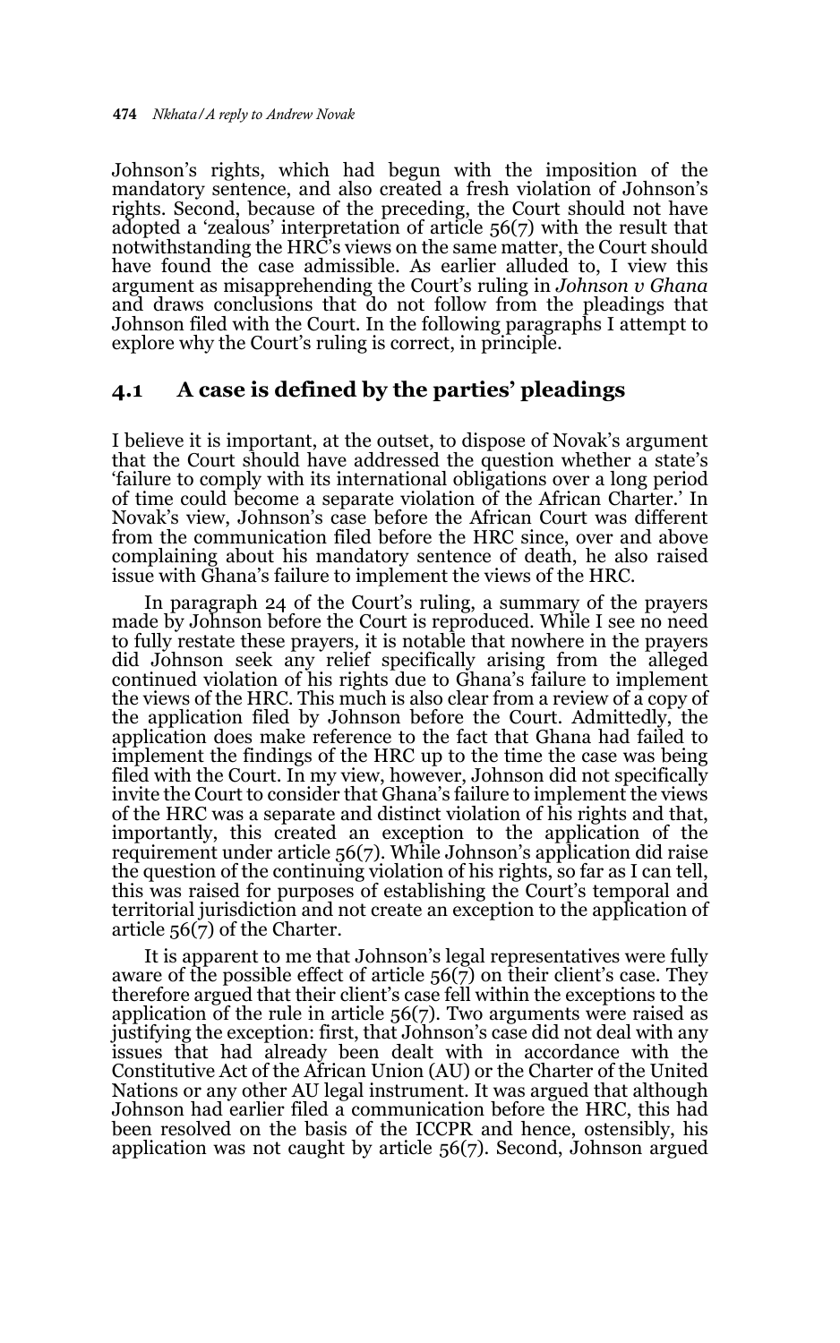Johnson's rights, which had begun with the imposition of the mandatory sentence, and also created a fresh violation of Johnson's rights. Second, because of the preceding, the Court should not have adopted a 'zealous' interpretation of article 56(7) with the result that notwithstanding the HRC's views on the same matter, the Court should have found the case admissible. As earlier alluded to, I view this argument as misapprehending the Court's ruling in *Johnson v Ghana* and draws conclusions that do not follow from the pleadings that Johnson filed with the Court. In the following paragraphs I attempt to explore why the Court's ruling is correct, in principle.

## 4.1 A case is defined by the parties' pleadings

I believe it is important, at the outset, to dispose of Novak's argument that the Court should have addressed the question whether a state's 'failure to comply with its international obligations over a long period of time could become a separate violation of the African Charter.' In Novak's view, Johnson's case before the African Court was different from the communication filed before the HRC since, over and above complaining about his mandatory sentence of death, he also raised issue with Ghana's failure to implement the views of the HRC.

In paragraph 24 of the Court's ruling, a summary of the prayers made by Johnson before the Court is reproduced. While I see no need to fully restate these prayers, it is notable that nowhere in the prayers did Johnson seek any relief specifically arising from the alleged continued violation of his rights due to Ghana's failure to implement the views of the HRC. This much is also clear from a review of a copy of the application filed by Johnson before the Court. Admittedly, the application does make reference to the fact that Ghana had failed to implement the findings of the HRC up to the time the case was being filed with the Court. In my view, however, Johnson did not specifically invite the Court to consider that Ghana's failure to implement the views of the HRC was a separate and distinct violation of his rights and that, importantly, this created an exception to the application of the requirement under article 56(7). While Johnson's application did raise the question of the continuing violation of his rights, so far as I can tell, this was raised for purposes of establishing the Court's temporal and territorial jurisdiction and not create an exception to the application of article 56(7) of the Charter.

It is apparent to me that Johnson's legal representatives were fully aware of the possible effect of article 56(7) on their client's case. They therefore argued that their client's case fell within the exceptions to the application of the rule in article 56(7). Two arguments were raised as justifying the exception: first, that Johnson's case did not deal with any issues that had already been dealt with in accordance with the Constitutive Act of the African Union (AU) or the Charter of the United Nations or any other AU legal instrument. It was argued that although Johnson had earlier filed a communication before the HRC, this had been resolved on the basis of the ICCPR and hence, ostensibly, his application was not caught by article 56(7). Second, Johnson argued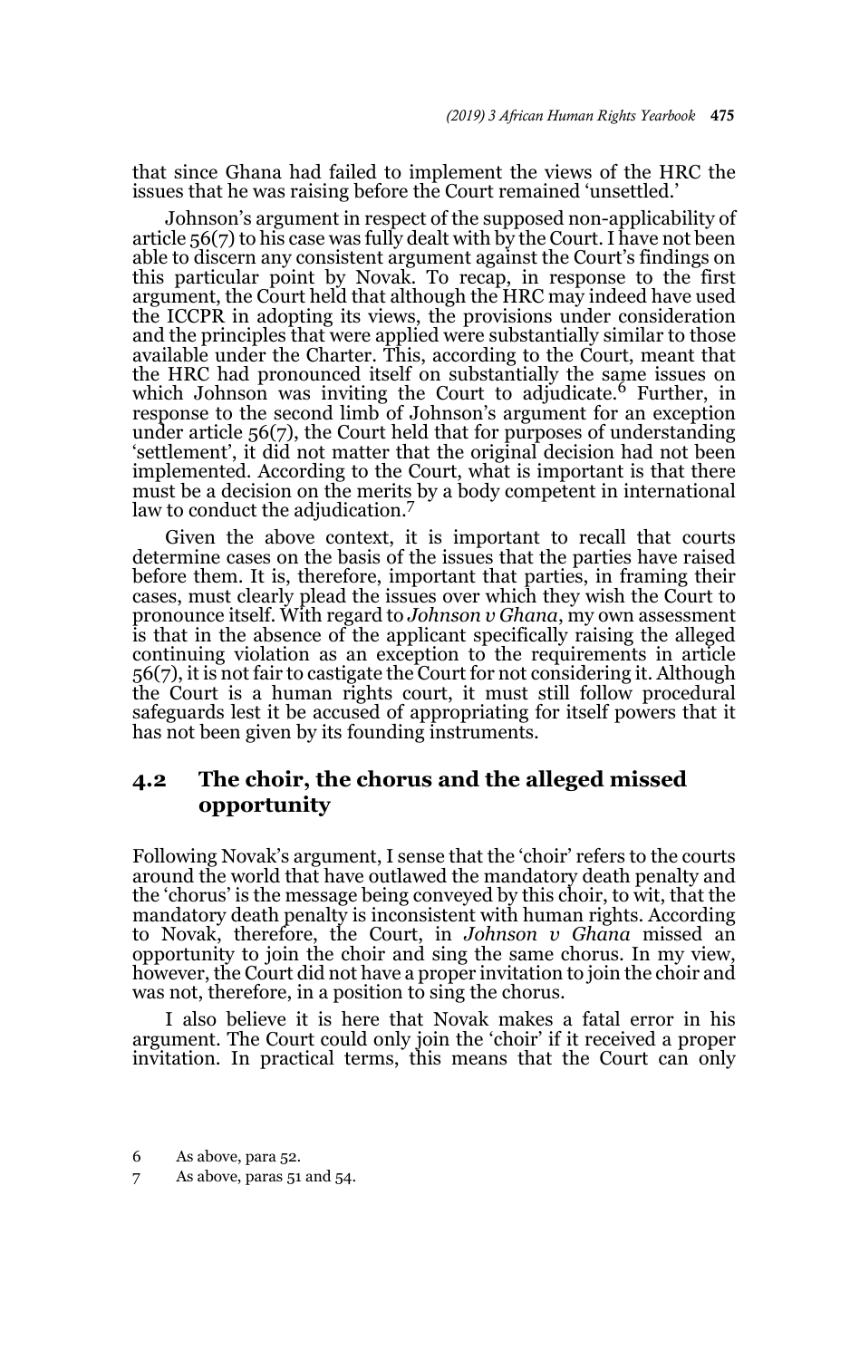that since Ghana had failed to implement the views of the HRC the issues that he was raising before the Court remained 'unsettled.'

Johnson's argument in respect of the supposed non-applicability of article 56(7) to his case was fully dealt with by the Court. I have not been able to discern any consistent argument against the Court's findings on this particular point by Novak. To recap, in response to the first argument, the Court held that although the HRC may indeed have used the ICCPR in adopting its views, the provisions under consideration and the principles that were applied were substantially similar to those available under the Charter. This, according to the Court, meant that the HRC had pronounced itself on substantially the same issues on which Johnson was inviting the Court to adjudicate.[6] Further, in response to the second limb of Johnson's argument for an exception under article 56(7), the Court held that for purposes of understanding 'settlement', it did not matter that the original decision had not been implemented. According to the Court, what is important is that there must be a decision on the merits by a body competent in international law to conduct the adjudication.[7]

Given the above context, it is important to recall that courts determine cases on the basis of the issues that the parties have raised before them. It is, therefore, important that parties, in framing their cases, must clearly plead the issues over which they wish the Court to pronounce itself. With regard to *Johnson v Ghana*, my own assessment is that in the absence of the applicant specifically raising the alleged continuing violation as an exception to the requirements in article 56(7), it is not fair to castigate the Court for not considering it. Although the Court is a human rights court, it must still follow procedural safeguards lest it be accused of appropriating for itself powers that it has not been given by its founding instruments.

## 4.2 The choir, the chorus and the alleged missed opportunity

Following Novak's argument, I sense that the 'choir' refers to the courts around the world that have outlawed the mandatory death penalty and the 'chorus' is the message being conveyed by this choir, to wit, that the mandatory death penalty is inconsistent with human rights. According to Novak, therefore, the Court, in *Johnson v Ghana* missed an opportunity to join the choir and sing the same chorus. In my view, however, the Court did not have a proper invitation to join the choir and was not, therefore, in a position to sing the chorus.

I also believe it is here that Novak makes a fatal error in his argument. The Court could only join the 'choir' if it received a proper invitation. In practical terms, this means that the Court can only

6 As above, para 52.

7 As above, paras 51 and 54.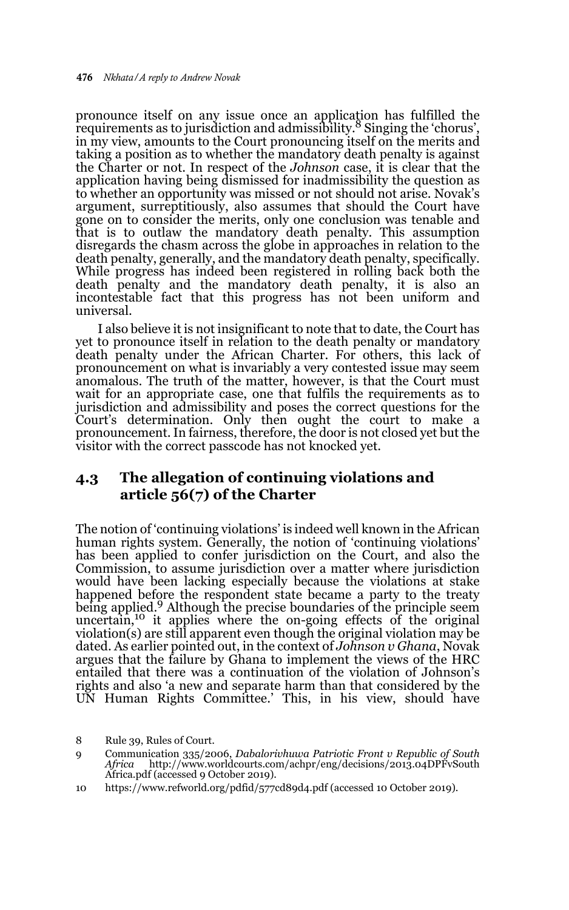pronounce itself on any issue once an application has fulfilled the requirements as to jurisdiction and admissibility.[8] Singing the 'chorus', in my view, amounts to the Court pronouncing itself on the merits and taking a position as to whether the mandatory death penalty is against the Charter or not. In respect of the *Johnson* case, it is clear that the application having being dismissed for inadmissibility the question as to whether an opportunity was missed or not should not arise. Novak's argument, surreptitiously, also assumes that should the Court have gone on to consider the merits, only one conclusion was tenable and that is to outlaw the mandatory death penalty. This assumption disregards the chasm across the globe in approaches in relation to the death penalty, generally, and the mandatory death penalty, specifically. While progress has indeed been registered in rolling back both the death penalty and the mandatory death penalty, it is also an incontestable fact that this progress has not been uniform and universal.

I also believe it is not insignificant to note that to date, the Court has yet to pronounce itself in relation to the death penalty or mandatory death penalty under the African Charter. For others, this lack of pronouncement on what is invariably a very contested issue may seem anomalous. The truth of the matter, however, is that the Court must wait for an appropriate case, one that fulfils the requirements as to jurisdiction and admissibility and poses the correct questions for the Court's determination. Only then ought the court to make a pronouncement. In fairness, therefore, the door is not closed yet but the visitor with the correct passcode has not knocked yet.

### 4.3 The allegation of continuing violations and article 56(7) of the Charter

The notion of 'continuing violations' is indeed well known in the African human rights system. Generally, the notion of 'continuing violations' has been applied to confer jurisdiction on the Court, and also the Commission, to assume jurisdiction over a matter where jurisdiction would have been lacking especially because the violations at stake happened before the respondent state became a party to the treaty being applied.[9] Although the precise boundaries of the principle seem uncertain,[10] it applies where the on-going effects of the original violation(s) are still apparent even though the original violation may be dated. As earlier pointed out, in the context of *Johnson v Ghana*, Novak argues that the failure by Ghana to implement the views of the HRC entailed that there was a continuation of the violation of Johnson's rights and also 'a new and separate harm than that considered by the UN Human Rights Committee.' This, in his view, should have

8 Rule 39, Rules of Court.

9 Communication 335/2006, *Dabalorivhuwa Patriotic Front v Republic of South Africa* http://www.worldcourts.com/achpr/eng/decisions/2013.04DPFvSouthAfrica.pdf (accessed 9 October 2019).

10 https://www.refworld.org/pdfid/577cd89d4.pdf (accessed 10 October 2019).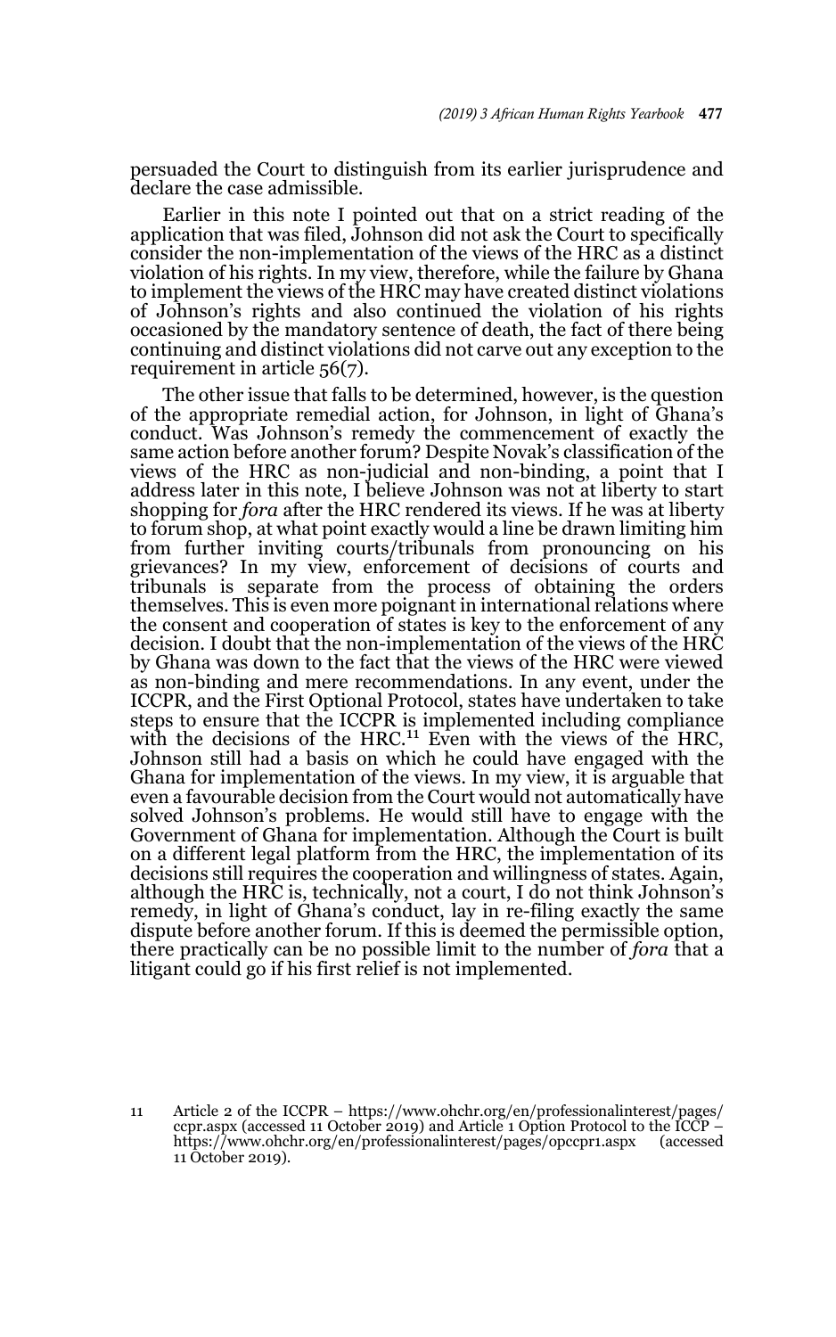persuaded the Court to distinguish from its earlier jurisprudence and declare the case admissible.

Earlier in this note I pointed out that on a strict reading of the application that was filed, Johnson did not ask the Court to specifically consider the non-implementation of the views of the HRC as a distinct violation of his rights. In my view, therefore, while the failure by Ghana to implement the views of the HRC may have created distinct violations of Johnson's rights and also continued the violation of his rights occasioned by the mandatory sentence of death, the fact of there being continuing and distinct violations did not carve out any exception to the requirement in article 56(7).

The other issue that falls to be determined, however, is the question of the appropriate remedial action, for Johnson, in light of Ghana's conduct. Was Johnson's remedy the commencement of exactly the same action before another forum? Despite Novak's classification of the views of the HRC as non-judicial and non-binding, a point that I address later in this note, I believe Johnson was not at liberty to start shopping for *fora* after the HRC rendered its views. If he was at liberty to forum shop, at what point exactly would a line be drawn limiting him from further inviting courts/tribunals from pronouncing on his grievances? In my view, enforcement of decisions of courts and tribunals is separate from the process of obtaining the orders themselves. This is even more poignant in international relations where the consent and cooperation of states is key to the enforcement of any decision. I doubt that the non-implementation of the views of the HRC by Ghana was down to the fact that the views of the HRC were viewed as non-binding and mere recommendations. In any event, under the ICCPR, and the First Optional Protocol, states have undertaken to take steps to ensure that the ICCPR is implemented including compliance with the decisions of the HRC.[11] Even with the views of the HRC, Johnson still had a basis on which he could have engaged with the Ghana for implementation of the views. In my view, it is arguable that even a favourable decision from the Court would not automatically have solved Johnson's problems. He would still have to engage with the Government of Ghana for implementation. Although the Court is built on a different legal platform from the HRC, the implementation of its decisions still requires the cooperation and willingness of states. Again, although the HRC is, technically, not a court, I do not think Johnson's remedy, in light of Ghana's conduct, lay in re-filing exactly the same dispute before another forum. If this is deemed the permissible option, there practically can be no possible limit to the number of *fora* that a litigant could go if his first relief is not implemented.

11 Article 2 of the ICCPR – https://www.ohchr.org/en/professionalinterest/pages/ccpr.aspx (accessed 11 October 2019) and Article 1 Option Protocol to the ICCP – https://www.ohchr.org/en/professionalinterest/pages/opccpr1.aspx (accessed 11 October 2019).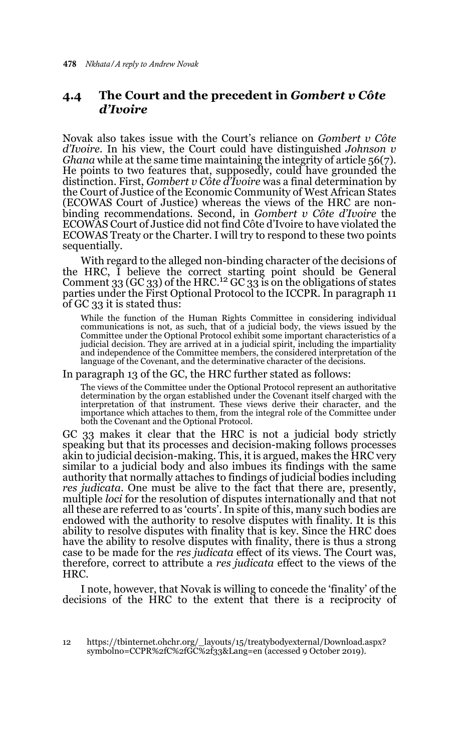## 4.4 The Court and the precedent in *Gombert v Côte d'Ivoire*

Novak also takes issue with the Court's reliance on *Gombert v Côte d'Ivoire*. In his view, the Court could have distinguished *Johnson v Ghana* while at the same time maintaining the integrity of article 56(7). He points to two features that, supposedly, could have grounded the distinction. First, *Gombert v Côte d'Ivoire* was a final determination by the Court of Justice of the Economic Community of West African States (ECOWAS Court of Justice) whereas the views of the HRC are non-binding recommendations. Second, in *Gombert v Côte d'Ivoire* the ECOWAS Court of Justice did not find Côte d'Ivoire to have violated the ECOWAS Treaty or the Charter. I will try to respond to these two points sequentially.

With regard to the alleged non-binding character of the decisions of the HRC, I believe the correct starting point should be General Comment 33 (GC 33) of the HRC.[12] GC 33 is on the obligations of states parties under the First Optional Protocol to the ICCPR. In paragraph 11 of GC 33 it is stated thus:

> While the function of the Human Rights Committee in considering individual communications is not, as such, that of a judicial body, the views issued by the Committee under the Optional Protocol exhibit some important characteristics of a judicial decision. They are arrived at in a judicial spirit, including the impartiality and independence of the Committee members, the considered interpretation of the language of the Covenant, and the determinative character of the decisions.

In paragraph 13 of the GC, the HRC further stated as follows:

> The views of the Committee under the Optional Protocol represent an authoritative determination by the organ established under the Covenant itself charged with the interpretation of that instrument. These views derive their character, and the importance which attaches to them, from the integral role of the Committee under both the Covenant and the Optional Protocol.

GC 33 makes it clear that the HRC is not a judicial body strictly speaking but that its processes and decision-making follows processes akin to judicial decision-making. This, it is argued, makes the HRC very similar to a judicial body and also imbues its findings with the same authority that normally attaches to findings of judicial bodies including *res judicata*. One must be alive to the fact that there are, presently, multiple *loci* for the resolution of disputes internationally and that not all these are referred to as 'courts'. In spite of this, many such bodies are endowed with the authority to resolve disputes with finality. It is this ability to resolve disputes with finality that is key. Since the HRC does have the ability to resolve disputes with finality, there is thus a strong case to be made for the *res judicata* effect of its views. The Court was, therefore, correct to attribute a *res judicata* effect to the views of the HRC.

I note, however, that Novak is willing to concede the 'finality' of the decisions of the HRC to the extent that there is a reciprocity of

12 https://tbinternet.ohchr.org/_layouts/15/treatybodyexternal/Download.aspx?symbolno=CCPR%2fC%2fGC%2f33&Lang=en (accessed 9 October 2019).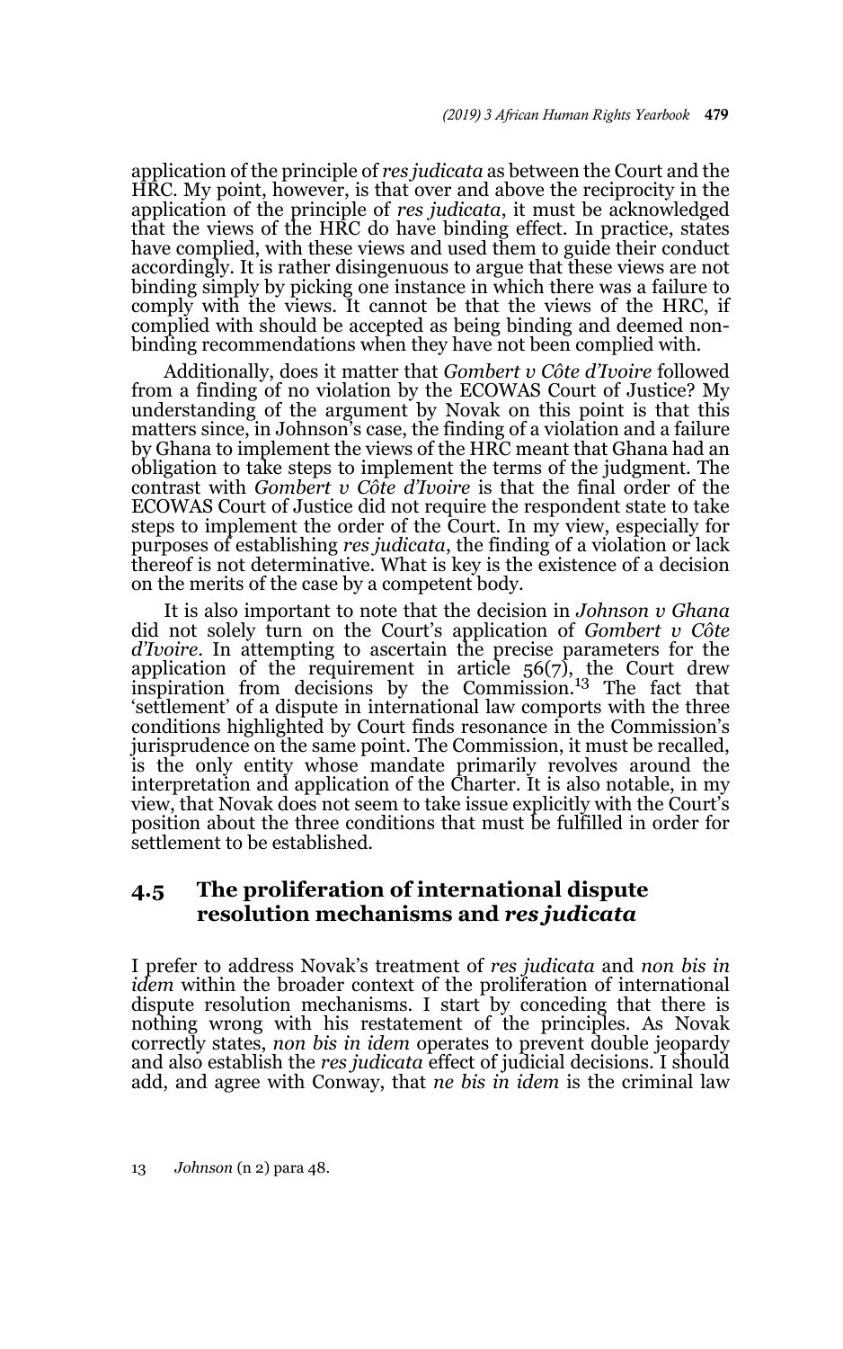application of the principle of *res judicata* as between the Court and the HRC. My point, however, is that over and above the reciprocity in the application of the principle of *res judicata*, it must be acknowledged that the views of the HRC do have binding effect. In practice, states have complied, with these views and used them to guide their conduct accordingly. It is rather disingenuous to argue that these views are not binding simply by picking one instance in which there was a failure to comply with the views. It cannot be that the views of the HRC, if complied with should be accepted as being binding and deemed non-binding recommendations when they have not been complied with.

Additionally, does it matter that *Gombert v Côte d'Ivoire* followed from a finding of no violation by the ECOWAS Court of Justice? My understanding of the argument by Novak on this point is that this matters since, in Johnson's case, the finding of a violation and a failure by Ghana to implement the views of the HRC meant that Ghana had an obligation to take steps to implement the terms of the judgment. The contrast with *Gombert v Côte d'Ivoire* is that the final order of the ECOWAS Court of Justice did not require the respondent state to take steps to implement the order of the Court. In my view, especially for purposes of establishing *res judicata*, the finding of a violation or lack thereof is not determinative. What is key is the existence of a decision on the merits of the case by a competent body.

It is also important to note that the decision in *Johnson v Ghana* did not solely turn on the Court's application of *Gombert v Côte d'Ivoire*. In attempting to ascertain the precise parameters for the application of the requirement in article 56(7), the Court drew inspiration from decisions by the Commission.[13] The fact that 'settlement' of a dispute in international law comports with the three conditions highlighted by Court finds resonance in the Commission's jurisprudence on the same point. The Commission, it must be recalled, is the only entity whose mandate primarily revolves around the interpretation and application of the Charter. It is also notable, in my view, that Novak does not seem to take issue explicitly with the Court's position about the three conditions that must be fulfilled in order for settlement to be established.

## 4.5 The proliferation of international dispute resolution mechanisms and *res judicata*

I prefer to address Novak's treatment of *res judicata* and *non bis in idem* within the broader context of the proliferation of international dispute resolution mechanisms. I start by conceding that there is nothing wrong with his restatement of the principles. As Novak correctly states, *non bis in idem* operates to prevent double jeopardy and also establish the *res judicata* effect of judicial decisions. I should add, and agree with Conway, that *ne bis in idem* is the criminal law

13 *Johnson* (n 2) para 48.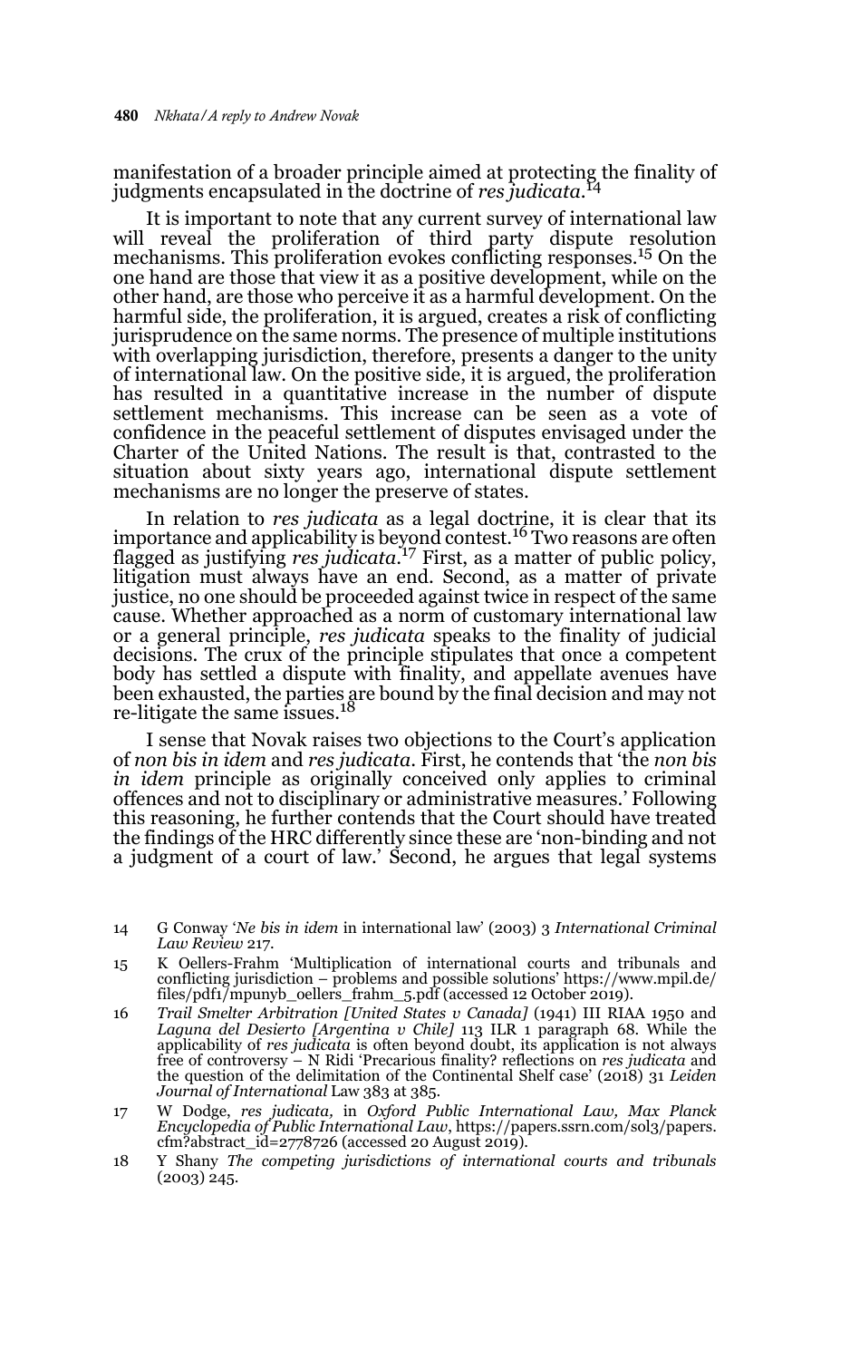manifestation of a broader principle aimed at protecting the finality of judgments encapsulated in the doctrine of *res judicata*.[14]

It is important to note that any current survey of international law will reveal the proliferation of third party dispute resolution mechanisms. This proliferation evokes conflicting responses.[15] On the one hand are those that view it as a positive development, while on the other hand, are those who perceive it as a harmful development. On the harmful side, the proliferation, it is argued, creates a risk of conflicting jurisprudence on the same norms. The presence of multiple institutions with overlapping jurisdiction, therefore, presents a danger to the unity of international law. On the positive side, it is argued, the proliferation has resulted in a quantitative increase in the number of dispute settlement mechanisms. This increase can be seen as a vote of confidence in the peaceful settlement of disputes envisaged under the Charter of the United Nations. The result is that, contrasted to the situation about sixty years ago, international dispute settlement mechanisms are no longer the preserve of states.

In relation to *res judicata* as a legal doctrine, it is clear that its importance and applicability is beyond contest.[16] Two reasons are often flagged as justifying *res judicata*.[17] First, as a matter of public policy, litigation must always have an end. Second, as a matter of private justice, no one should be proceeded against twice in respect of the same cause. Whether approached as a norm of customary international law or a general principle, *res judicata* speaks to the finality of judicial decisions. The crux of the principle stipulates that once a competent body has settled a dispute with finality, and appellate avenues have been exhausted, the parties are bound by the final decision and may not re-litigate the same issues.[18]

I sense that Novak raises two objections to the Court's application of *non bis in idem* and *res judicata*. First, he contends that 'the *non bis in idem* principle as originally conceived only applies to criminal offences and not to disciplinary or administrative measures.' Following this reasoning, he further contends that the Court should have treated the findings of the HRC differently since these are 'non-binding and not a judgment of a court of law.' Second, he argues that legal systems

---

14 G Conway '*Ne bis in idem* in international law' (2003) 3 *International Criminal Law Review* 217.

15 K Oellers-Frahm 'Multiplication of international courts and tribunals and conflicting jurisdiction – problems and possible solutions' https://www.mpil.de/files/pdf1/mpunyb_oellers_frahm_5.pdf (accessed 12 October 2019).

16 *Trail Smelter Arbitration [United States v Canada]* (1941) III RIAA 1950 and *Laguna del Desierto [Argentina v Chile]* 113 ILR 1 paragraph 68. While the applicability of *res judicata* is often beyond doubt, its application is not always free of controversy – N Ridi 'Precarious finality? reflections on *res judicata* and the question of the delimitation of the Continental Shelf case' (2018) 31 *Leiden Journal of International* Law 383 at 385.

17 W Dodge, *res judicata*, in *Oxford Public International Law, Max Planck Encyclopedia of Public International Law*, https://papers.ssrn.com/sol3/papers.cfm?abstract_id=2778726 (accessed 20 August 2019).

18 Y Shany *The competing jurisdictions of international courts and tribunals* (2003) 245.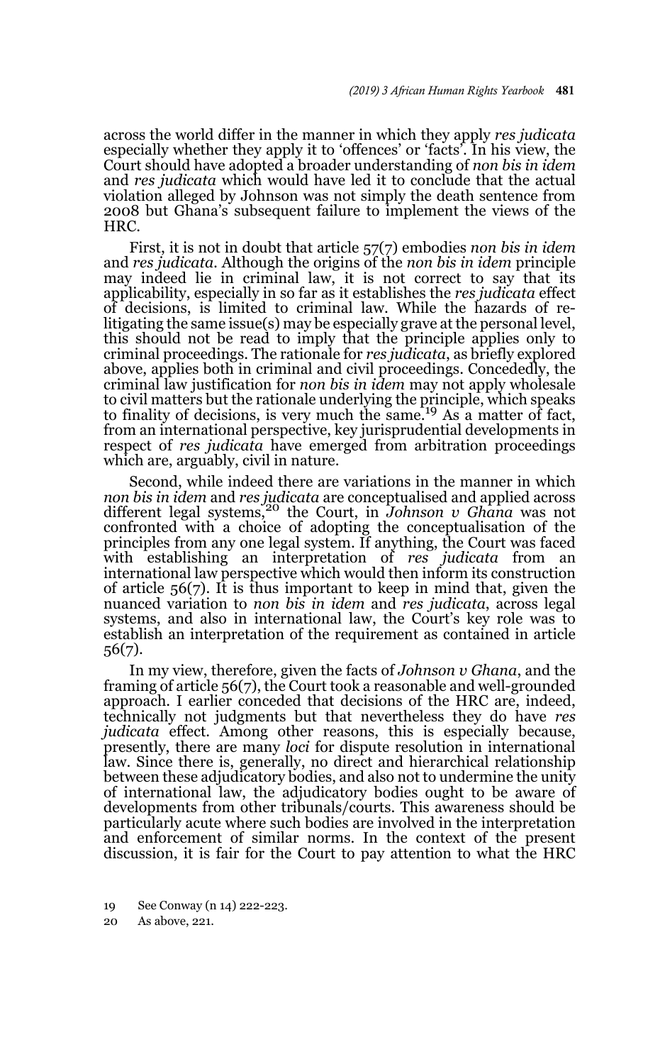across the world differ in the manner in which they apply *res judicata* especially whether they apply it to 'offences' or 'facts'. In his view, the Court should have adopted a broader understanding of *non bis in idem* and *res judicata* which would have led it to conclude that the actual violation alleged by Johnson was not simply the death sentence from 2008 but Ghana's subsequent failure to implement the views of the HRC.

First, it is not in doubt that article 57(7) embodies *non bis in idem* and *res judicata*. Although the origins of the *non bis in idem* principle may indeed lie in criminal law, it is not correct to say that its applicability, especially in so far as it establishes the *res judicata* effect of decisions, is limited to criminal law. While the hazards of re-litigating the same issue(s) may be especially grave at the personal level, this should not be read to imply that the principle applies only to criminal proceedings. The rationale for *res judicata*, as briefly explored above, applies both in criminal and civil proceedings. Concededly, the criminal law justification for *non bis in idem* may not apply wholesale to civil matters but the rationale underlying the principle, which speaks to finality of decisions, is very much the same.[19] As a matter of fact, from an international perspective, key jurisprudential developments in respect of *res judicata* have emerged from arbitration proceedings which are, arguably, civil in nature.

Second, while indeed there are variations in the manner in which *non bis in idem* and *res judicata* are conceptualised and applied across different legal systems,[20] the Court, in *Johnson v Ghana* was not confronted with a choice of adopting the conceptualisation of the principles from any one legal system. If anything, the Court was faced with establishing an interpretation of *res judicata* from an international law perspective which would then inform its construction of article 56(7). It is thus important to keep in mind that, given the nuanced variation to *non bis in idem* and *res judicata*, across legal systems, and also in international law, the Court's key role was to establish an interpretation of the requirement as contained in article 56(7).

In my view, therefore, given the facts of *Johnson v Ghana*, and the framing of article 56(7), the Court took a reasonable and well-grounded approach. I earlier conceded that decisions of the HRC are, indeed, technically not judgments but that nevertheless they do have *res judicata* effect. Among other reasons, this is especially because, presently, there are many *loci* for dispute resolution in international law. Since there is, generally, no direct and hierarchical relationship between these adjudicatory bodies, and also not to undermine the unity of international law, the adjudicatory bodies ought to be aware of developments from other tribunals/courts. This awareness should be particularly acute where such bodies are involved in the interpretation and enforcement of similar norms. In the context of the present discussion, it is fair for the Court to pay attention to what the HRC

19 See Conway (n 14) 222-223.

20 As above, 221.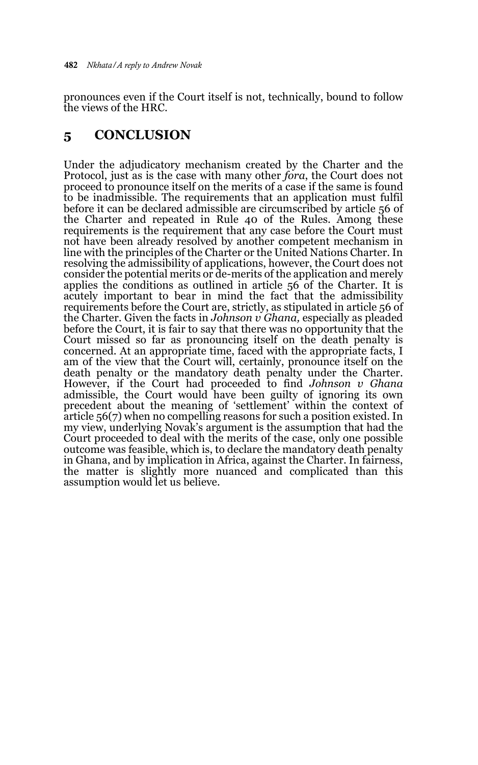pronounces even if the Court itself is not, technically, bound to follow the views of the HRC.

## 5 CONCLUSION

Under the adjudicatory mechanism created by the Charter and the Protocol, just as is the case with many other *fora*, the Court does not proceed to pronounce itself on the merits of a case if the same is found to be inadmissible. The requirements that an application must fulfil before it can be declared admissible are circumscribed by article 56 of the Charter and repeated in Rule 40 of the Rules. Among these requirements is the requirement that any case before the Court must not have been already resolved by another competent mechanism in line with the principles of the Charter or the United Nations Charter. In resolving the admissibility of applications, however, the Court does not consider the potential merits or de-merits of the application and merely applies the conditions as outlined in article 56 of the Charter. It is acutely important to bear in mind the fact that the admissibility requirements before the Court are, strictly, as stipulated in article 56 of the Charter. Given the facts in *Johnson v Ghana,* especially as pleaded before the Court, it is fair to say that there was no opportunity that the Court missed so far as pronouncing itself on the death penalty is concerned. At an appropriate time, faced with the appropriate facts, I am of the view that the Court will, certainly, pronounce itself on the death penalty or the mandatory death penalty under the Charter. However, if the Court had proceeded to find *Johnson v Ghana* admissible, the Court would have been guilty of ignoring its own precedent about the meaning of 'settlement' within the context of article 56(7) when no compelling reasons for such a position existed. In my view, underlying Novak's argument is the assumption that had the Court proceeded to deal with the merits of the case, only one possible outcome was feasible, which is, to declare the mandatory death penalty in Ghana, and by implication in Africa, against the Charter. In fairness, the matter is slightly more nuanced and complicated than this assumption would let us believe.